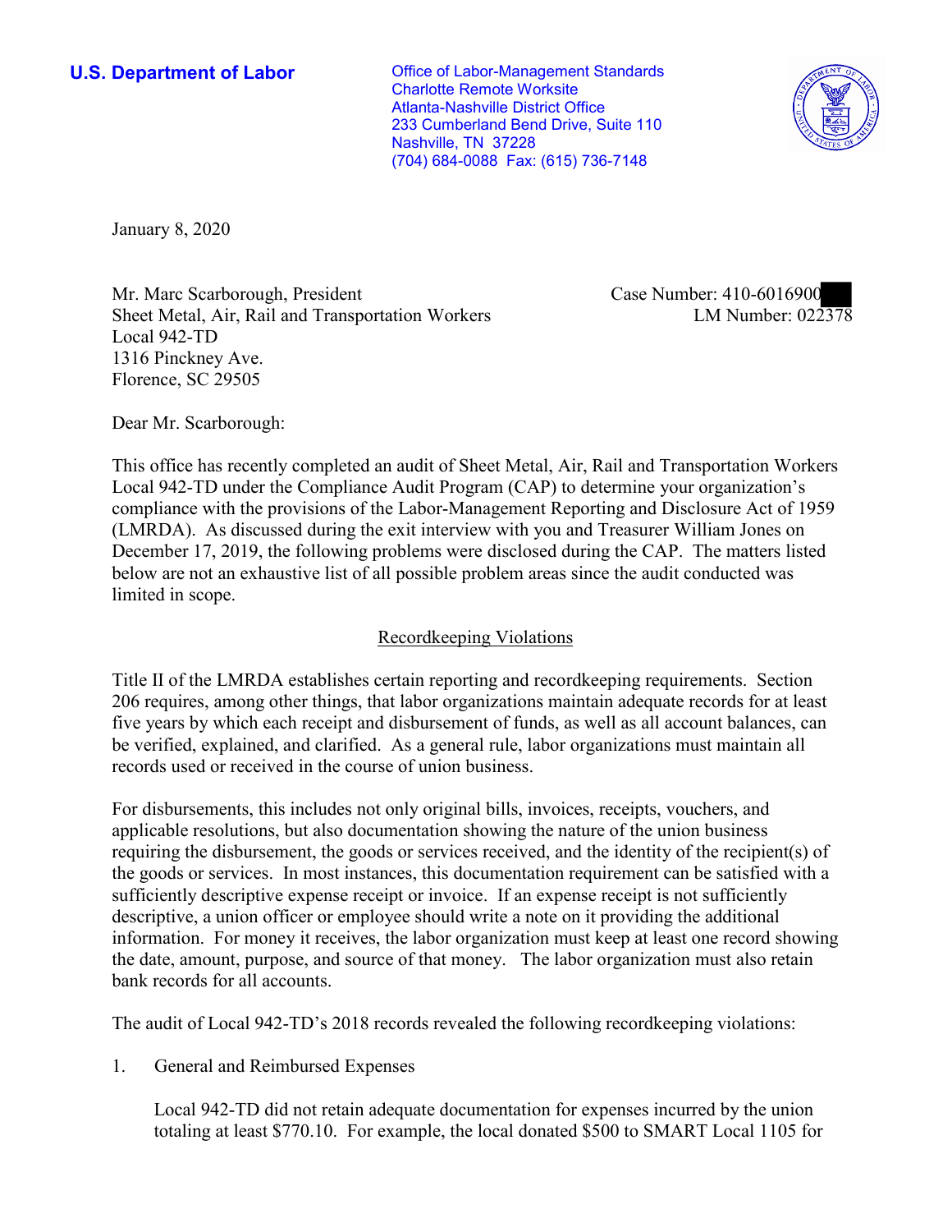**U.S. Department of Labor**

Office of Labor-Management Standards
Charlotte Remote Worksite
Atlanta-Nashville District Office
233 Cumberland Bend Drive, Suite 110
Nashville, TN 37228
(704) 684-0088 Fax: (615) 736-7148

January 8, 2020

Mr. Marc Scarborough, President
Sheet Metal, Air, Rail and Transportation Workers
Local 942-TD
1316 Pinckney Ave.
Florence, SC 29505

Case Number: 410-6016900
LM Number: 022378

Dear Mr. Scarborough:

This office has recently completed an audit of Sheet Metal, Air, Rail and Transportation Workers Local 942-TD under the Compliance Audit Program (CAP) to determine your organization's compliance with the provisions of the Labor-Management Reporting and Disclosure Act of 1959 (LMRDA). As discussed during the exit interview with you and Treasurer William Jones on December 17, 2019, the following problems were disclosed during the CAP. The matters listed below are not an exhaustive list of all possible problem areas since the audit conducted was limited in scope.

## Recordkeeping Violations

Title II of the LMRDA establishes certain reporting and recordkeeping requirements. Section 206 requires, among other things, that labor organizations maintain adequate records for at least five years by which each receipt and disbursement of funds, as well as all account balances, can be verified, explained, and clarified. As a general rule, labor organizations must maintain all records used or received in the course of union business.

For disbursements, this includes not only original bills, invoices, receipts, vouchers, and applicable resolutions, but also documentation showing the nature of the union business requiring the disbursement, the goods or services received, and the identity of the recipient(s) of the goods or services. In most instances, this documentation requirement can be satisfied with a sufficiently descriptive expense receipt or invoice. If an expense receipt is not sufficiently descriptive, a union officer or employee should write a note on it providing the additional information. For money it receives, the labor organization must keep at least one record showing the date, amount, purpose, and source of that money. The labor organization must also retain bank records for all accounts.

The audit of Local 942-TD's 2018 records revealed the following recordkeeping violations:

1. General and Reimbursed Expenses

   Local 942-TD did not retain adequate documentation for expenses incurred by the union totaling at least $770.10. For example, the local donated $500 to SMART Local 1105 for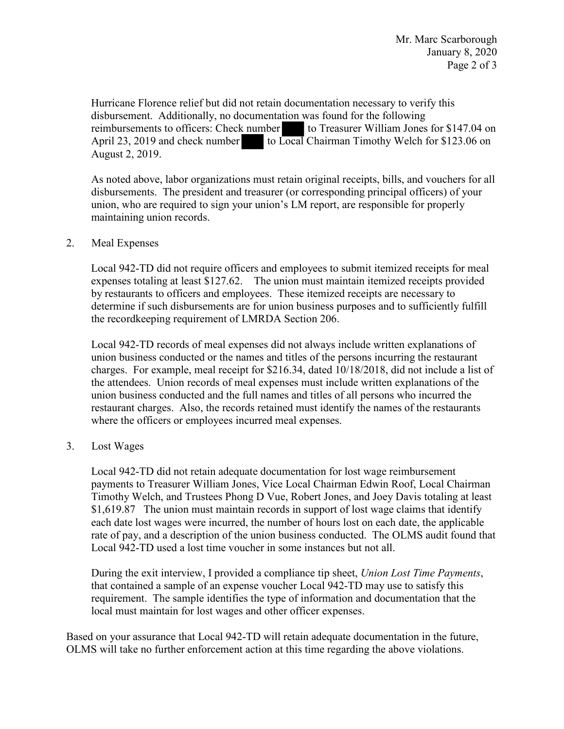Hurricane Florence relief but did not retain documentation necessary to verify this disbursement. Additionally, no documentation was found for the following reimbursements to officers: Check number [redacted] to Treasurer William Jones for $147.04 on April 23, 2019 and check number [redacted] to Local Chairman Timothy Welch for $123.06 on August 2, 2019.

As noted above, labor organizations must retain original receipts, bills, and vouchers for all disbursements. The president and treasurer (or corresponding principal officers) of your union, who are required to sign your union's LM report, are responsible for properly maintaining union records.

2. Meal Expenses

   Local 942-TD did not require officers and employees to submit itemized receipts for meal expenses totaling at least $127.62. The union must maintain itemized receipts provided by restaurants to officers and employees. These itemized receipts are necessary to determine if such disbursements are for union business purposes and to sufficiently fulfill the recordkeeping requirement of LMRDA Section 206.

   Local 942-TD records of meal expenses did not always include written explanations of union business conducted or the names and titles of the persons incurring the restaurant charges. For example, meal receipt for $216.34, dated 10/18/2018, did not include a list of the attendees. Union records of meal expenses must include written explanations of the union business conducted and the full names and titles of all persons who incurred the restaurant charges. Also, the records retained must identify the names of the restaurants where the officers or employees incurred meal expenses.

3. Lost Wages

   Local 942-TD did not retain adequate documentation for lost wage reimbursement payments to Treasurer William Jones, Vice Local Chairman Edwin Roof, Local Chairman Timothy Welch, and Trustees Phong D Vue, Robert Jones, and Joey Davis totaling at least $1,619.87 The union must maintain records in support of lost wage claims that identify each date lost wages were incurred, the number of hours lost on each date, the applicable rate of pay, and a description of the union business conducted. The OLMS audit found that Local 942-TD used a lost time voucher in some instances but not all.

   During the exit interview, I provided a compliance tip sheet, *Union Lost Time Payments*, that contained a sample of an expense voucher Local 942-TD may use to satisfy this requirement. The sample identifies the type of information and documentation that the local must maintain for lost wages and other officer expenses.

Based on your assurance that Local 942-TD will retain adequate documentation in the future, OLMS will take no further enforcement action at this time regarding the above violations.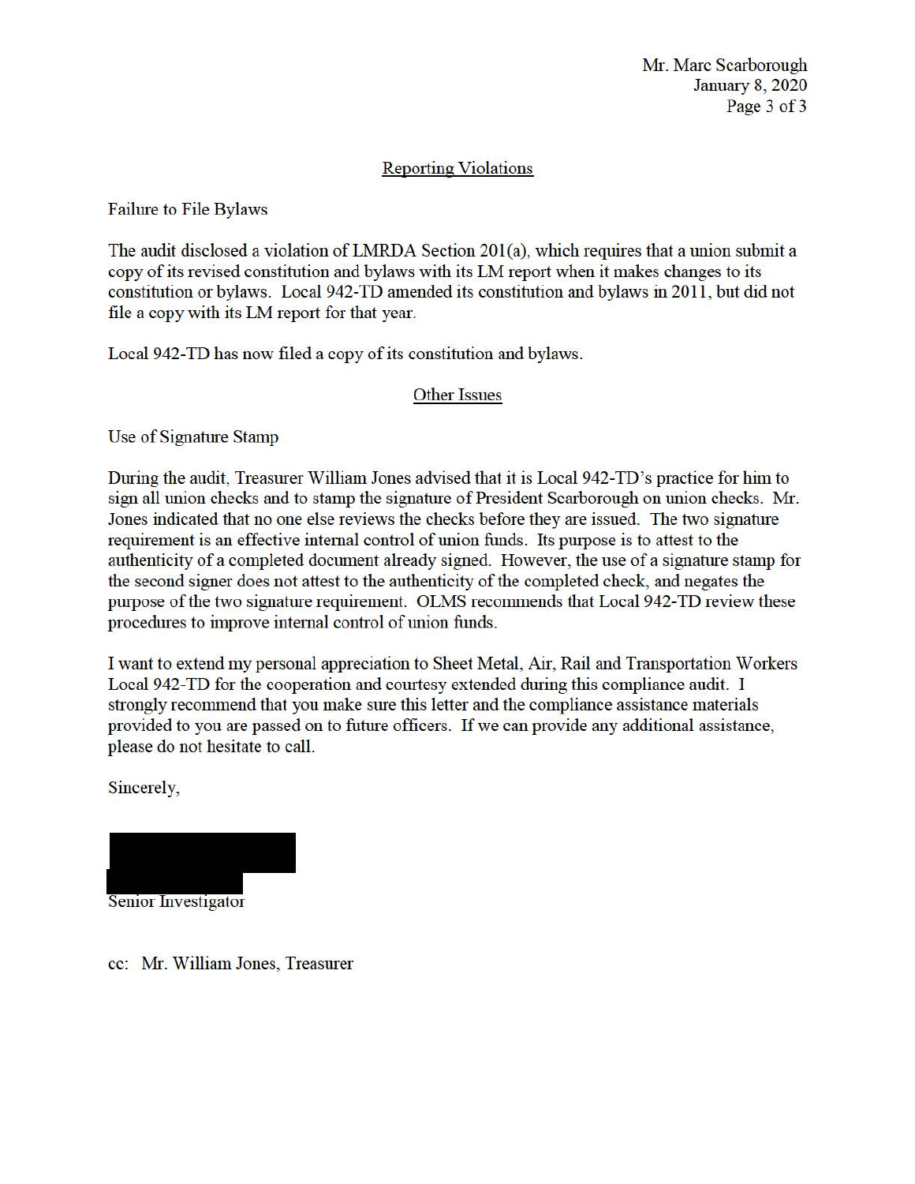## Reporting Violations

Failure to File Bylaws

The audit disclosed a violation of LMRDA Section 201(a), which requires that a union submit a copy of its revised constitution and bylaws with its LM report when it makes changes to its constitution or bylaws. Local 942-TD amended its constitution and bylaws in 2011, but did not file a copy with its LM report for that year.

Local 942-TD has now filed a copy of its constitution and bylaws.

## Other Issues

Use of Signature Stamp

During the audit, Treasurer William Jones advised that it is Local 942-TD's practice for him to sign all union checks and to stamp the signature of President Scarborough on union checks. Mr. Jones indicated that no one else reviews the checks before they are issued. The two signature requirement is an effective internal control of union funds. Its purpose is to attest to the authenticity of a completed document already signed. However, the use of a signature stamp for the second signer does not attest to the authenticity of the completed check, and negates the purpose of the two signature requirement. OLMS recommends that Local 942-TD review these procedures to improve internal control of union funds.

I want to extend my personal appreciation to Sheet Metal, Air, Rail and Transportation Workers Local 942-TD for the cooperation and courtesy extended during this compliance audit. I strongly recommend that you make sure this letter and the compliance assistance materials provided to you are passed on to future officers. If we can provide any additional assistance, please do not hesitate to call.

Sincerely,

Senior Investigator

cc: Mr. William Jones, Treasurer